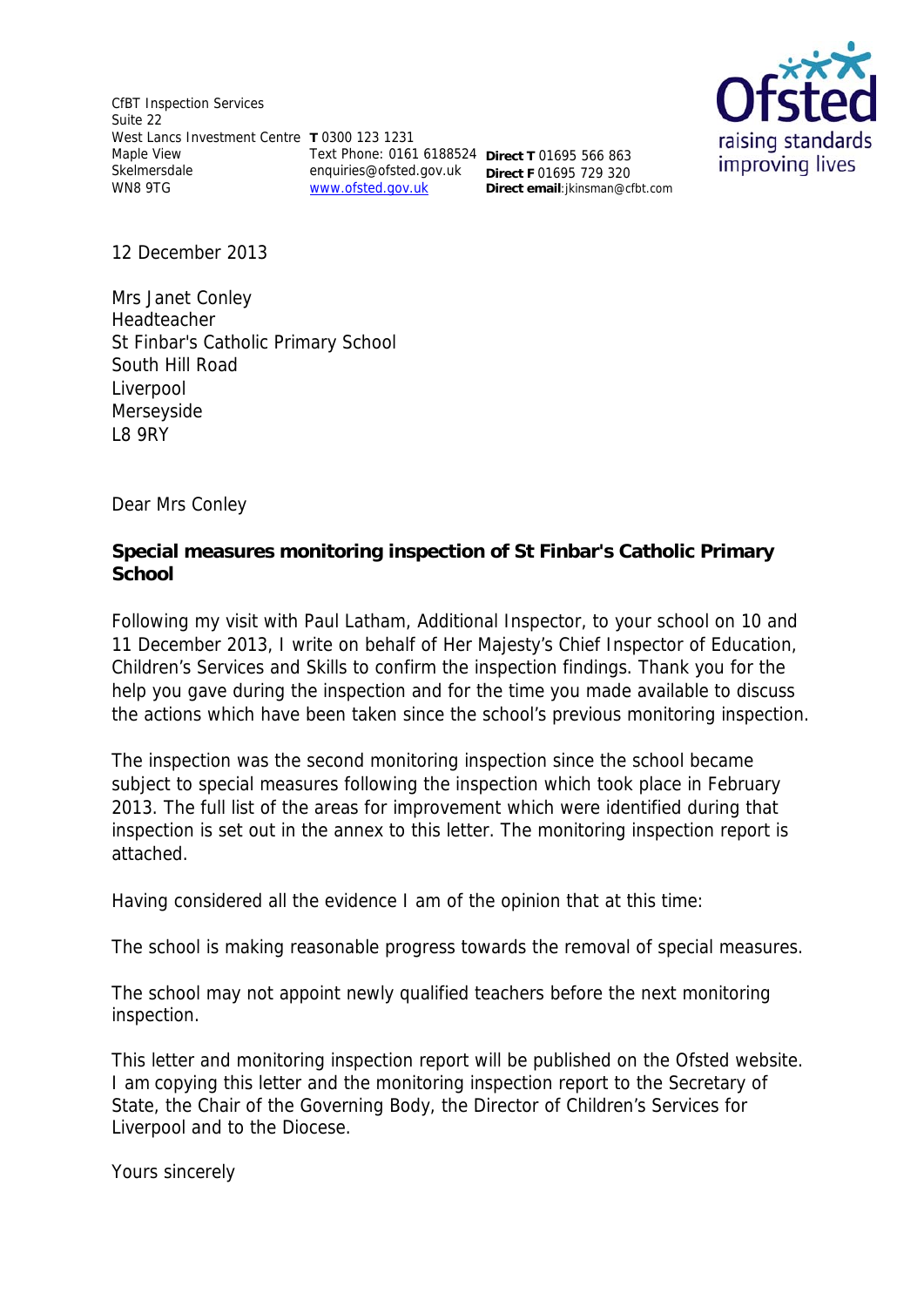CfBT Inspection Services
Suite 22
West Lancs Investment Centre
Maple View
Skelmersdale
WN8 9TG

**T** 0300 123 1231
Text Phone: 0161 6188524
enquiries@ofsted.gov.uk
www.ofsted.gov.uk

**Direct T** 01695 566 863
**Direct F** 01695 729 320
**Direct email**:jkinsman@cfbt.com

Ofsted
raising standards
improving lives

12 December 2013

Mrs Janet Conley
Headteacher
St Finbar's Catholic Primary School
South Hill Road
Liverpool
Merseyside
L8 9RY

Dear Mrs Conley

**Special measures monitoring inspection of St Finbar's Catholic Primary School**

Following my visit with Paul Latham, Additional Inspector, to your school on 10 and 11 December 2013, I write on behalf of Her Majesty's Chief Inspector of Education, Children's Services and Skills to confirm the inspection findings. Thank you for the help you gave during the inspection and for the time you made available to discuss the actions which have been taken since the school's previous monitoring inspection.

The inspection was the second monitoring inspection since the school became subject to special measures following the inspection which took place in February 2013. The full list of the areas for improvement which were identified during that inspection is set out in the annex to this letter. The monitoring inspection report is attached.

Having considered all the evidence I am of the opinion that at this time:

The school is making reasonable progress towards the removal of special measures.

The school may not appoint newly qualified teachers before the next monitoring inspection.

This letter and monitoring inspection report will be published on the Ofsted website. I am copying this letter and the monitoring inspection report to the Secretary of State, the Chair of the Governing Body, the Director of Children's Services for Liverpool and to the Diocese.

Yours sincerely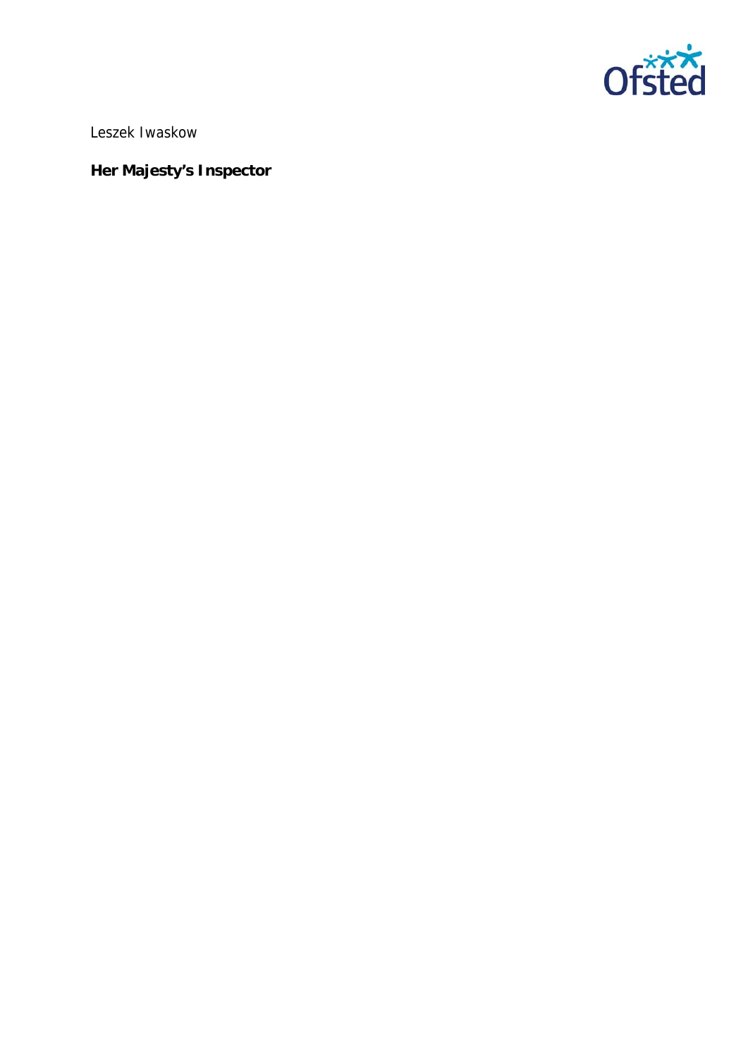Leszek Iwaskow

**Her Majesty's Inspector**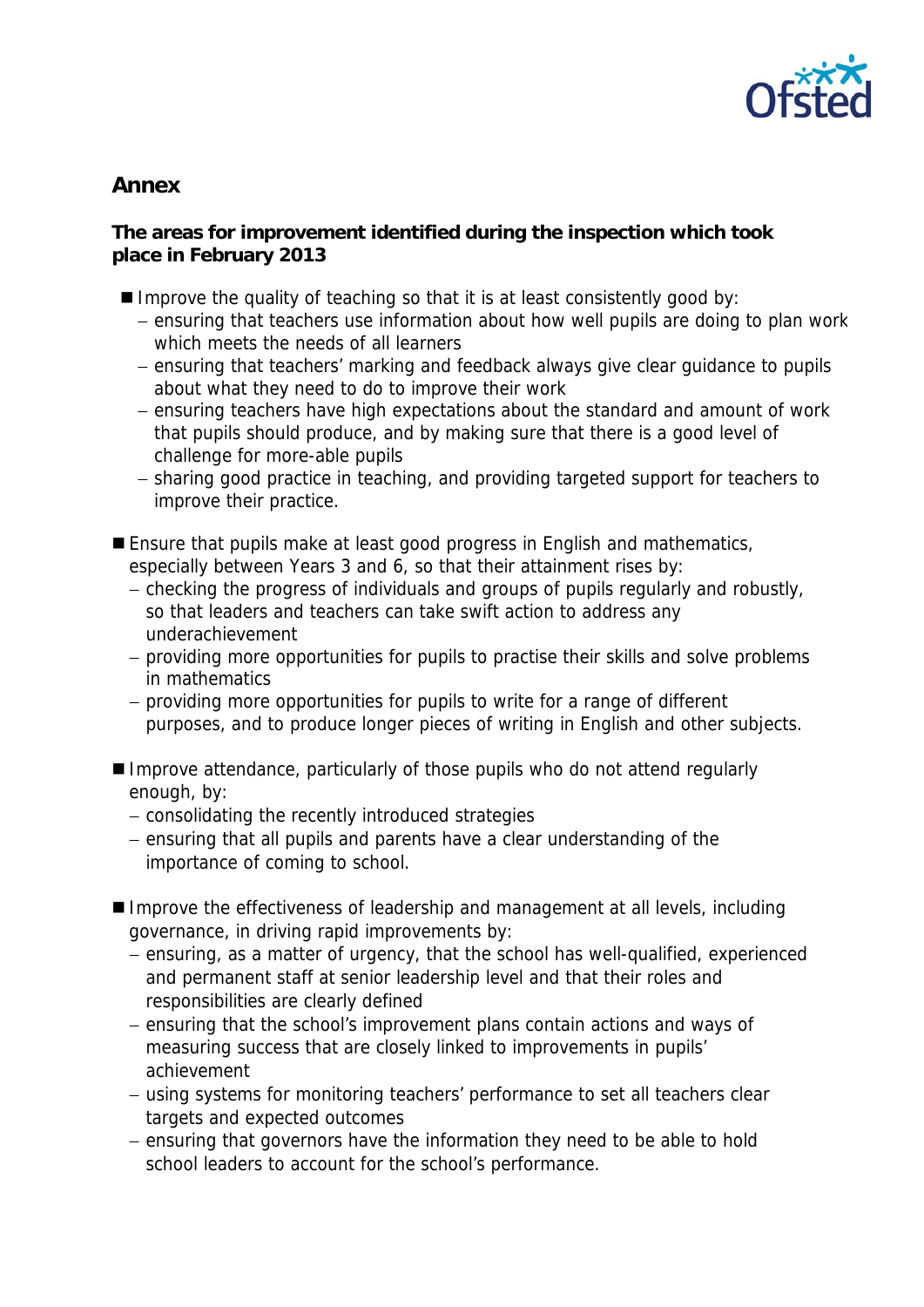## Annex

### The areas for improvement identified during the inspection which took place in February 2013

- Improve the quality of teaching so that it is at least consistently good by:
  - ensuring that teachers use information about how well pupils are doing to plan work which meets the needs of all learners
  - ensuring that teachers' marking and feedback always give clear guidance to pupils about what they need to do to improve their work
  - ensuring teachers have high expectations about the standard and amount of work that pupils should produce, and by making sure that there is a good level of challenge for more-able pupils
  - sharing good practice in teaching, and providing targeted support for teachers to improve their practice.

- Ensure that pupils make at least good progress in English and mathematics, especially between Years 3 and 6, so that their attainment rises by:
  - checking the progress of individuals and groups of pupils regularly and robustly, so that leaders and teachers can take swift action to address any underachievement
  - providing more opportunities for pupils to practise their skills and solve problems in mathematics
  - providing more opportunities for pupils to write for a range of different purposes, and to produce longer pieces of writing in English and other subjects.

- Improve attendance, particularly of those pupils who do not attend regularly enough, by:
  - consolidating the recently introduced strategies
  - ensuring that all pupils and parents have a clear understanding of the importance of coming to school.

- Improve the effectiveness of leadership and management at all levels, including governance, in driving rapid improvements by:
  - ensuring, as a matter of urgency, that the school has well-qualified, experienced and permanent staff at senior leadership level and that their roles and responsibilities are clearly defined
  - ensuring that the school's improvement plans contain actions and ways of measuring success that are closely linked to improvements in pupils' achievement
  - using systems for monitoring teachers' performance to set all teachers clear targets and expected outcomes
  - ensuring that governors have the information they need to be able to hold school leaders to account for the school's performance.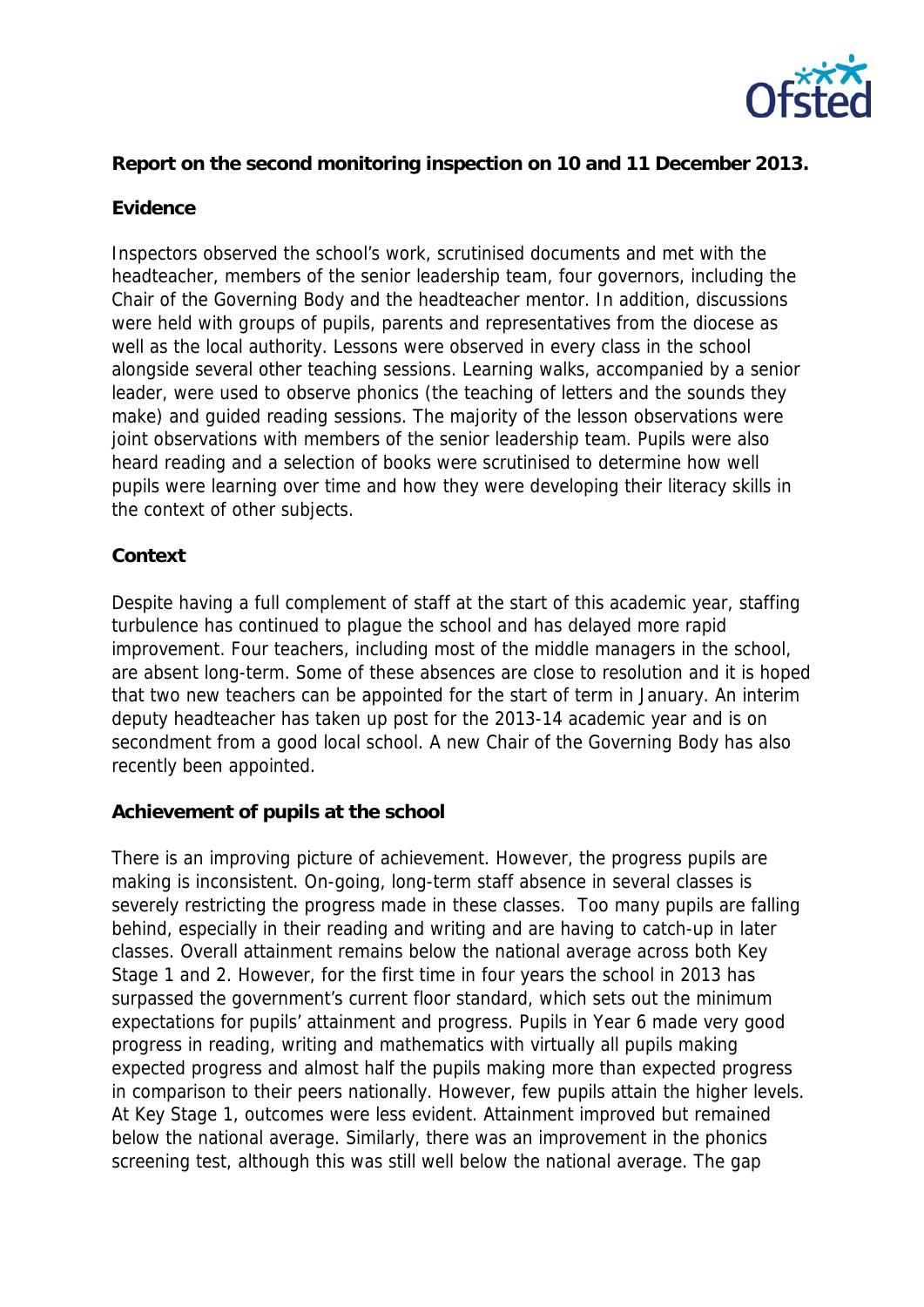**Report on the second monitoring inspection on 10 and 11 December 2013.**

**Evidence**

Inspectors observed the school's work, scrutinised documents and met with the headteacher, members of the senior leadership team, four governors, including the Chair of the Governing Body and the headteacher mentor. In addition, discussions were held with groups of pupils, parents and representatives from the diocese as well as the local authority. Lessons were observed in every class in the school alongside several other teaching sessions. Learning walks, accompanied by a senior leader, were used to observe phonics (the teaching of letters and the sounds they make) and guided reading sessions. The majority of the lesson observations were joint observations with members of the senior leadership team. Pupils were also heard reading and a selection of books were scrutinised to determine how well pupils were learning over time and how they were developing their literacy skills in the context of other subjects.

**Context**

Despite having a full complement of staff at the start of this academic year, staffing turbulence has continued to plague the school and has delayed more rapid improvement. Four teachers, including most of the middle managers in the school, are absent long-term. Some of these absences are close to resolution and it is hoped that two new teachers can be appointed for the start of term in January. An interim deputy headteacher has taken up post for the 2013-14 academic year and is on secondment from a good local school. A new Chair of the Governing Body has also recently been appointed.

**Achievement of pupils at the school**

There is an improving picture of achievement. However, the progress pupils are making is inconsistent. On-going, long-term staff absence in several classes is severely restricting the progress made in these classes. Too many pupils are falling behind, especially in their reading and writing and are having to catch-up in later classes. Overall attainment remains below the national average across both Key Stage 1 and 2. However, for the first time in four years the school in 2013 has surpassed the government's current floor standard, which sets out the minimum expectations for pupils' attainment and progress. Pupils in Year 6 made very good progress in reading, writing and mathematics with virtually all pupils making expected progress and almost half the pupils making more than expected progress in comparison to their peers nationally. However, few pupils attain the higher levels. At Key Stage 1, outcomes were less evident. Attainment improved but remained below the national average. Similarly, there was an improvement in the phonics screening test, although this was still well below the national average. The gap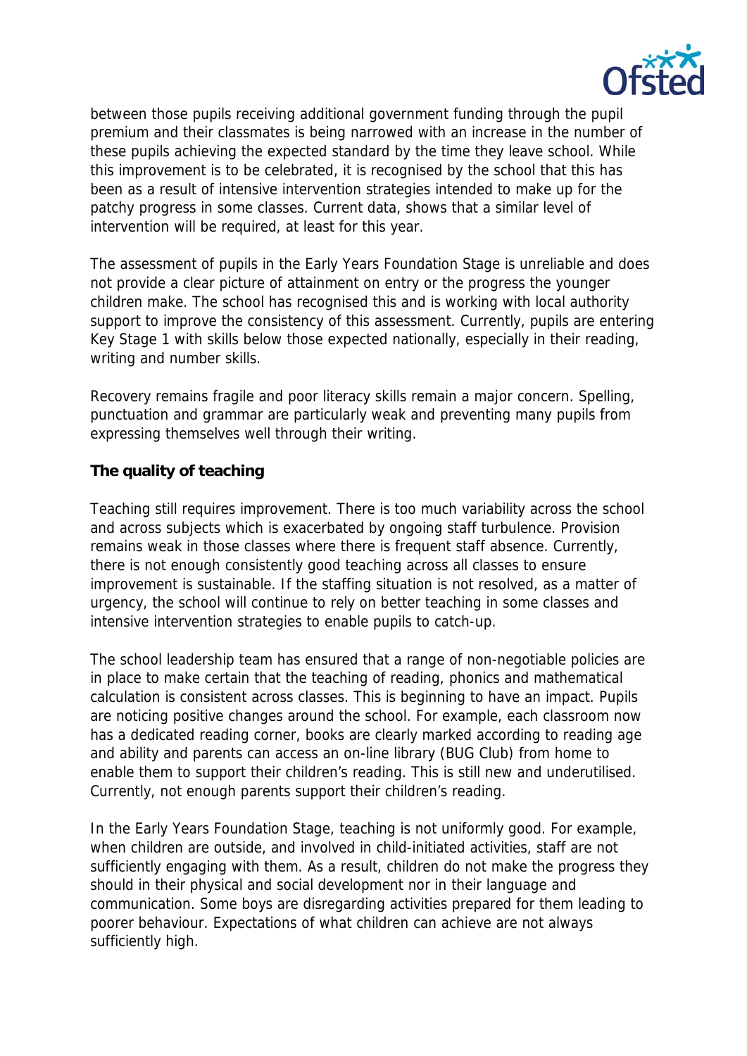between those pupils receiving additional government funding through the pupil premium and their classmates is being narrowed with an increase in the number of these pupils achieving the expected standard by the time they leave school. While this improvement is to be celebrated, it is recognised by the school that this has been as a result of intensive intervention strategies intended to make up for the patchy progress in some classes. Current data, shows that a similar level of intervention will be required, at least for this year.

The assessment of pupils in the Early Years Foundation Stage is unreliable and does not provide a clear picture of attainment on entry or the progress the younger children make. The school has recognised this and is working with local authority support to improve the consistency of this assessment. Currently, pupils are entering Key Stage 1 with skills below those expected nationally, especially in their reading, writing and number skills.

Recovery remains fragile and poor literacy skills remain a major concern. Spelling, punctuation and grammar are particularly weak and preventing many pupils from expressing themselves well through their writing.

**The quality of teaching**

Teaching still requires improvement. There is too much variability across the school and across subjects which is exacerbated by ongoing staff turbulence. Provision remains weak in those classes where there is frequent staff absence. Currently, there is not enough consistently good teaching across all classes to ensure improvement is sustainable. If the staffing situation is not resolved, as a matter of urgency, the school will continue to rely on better teaching in some classes and intensive intervention strategies to enable pupils to catch-up.

The school leadership team has ensured that a range of non-negotiable policies are in place to make certain that the teaching of reading, phonics and mathematical calculation is consistent across classes. This is beginning to have an impact. Pupils are noticing positive changes around the school. For example, each classroom now has a dedicated reading corner, books are clearly marked according to reading age and ability and parents can access an on-line library (BUG Club) from home to enable them to support their children's reading. This is still new and underutilised. Currently, not enough parents support their children's reading.

In the Early Years Foundation Stage, teaching is not uniformly good. For example, when children are outside, and involved in child-initiated activities, staff are not sufficiently engaging with them. As a result, children do not make the progress they should in their physical and social development nor in their language and communication. Some boys are disregarding activities prepared for them leading to poorer behaviour. Expectations of what children can achieve are not always sufficiently high.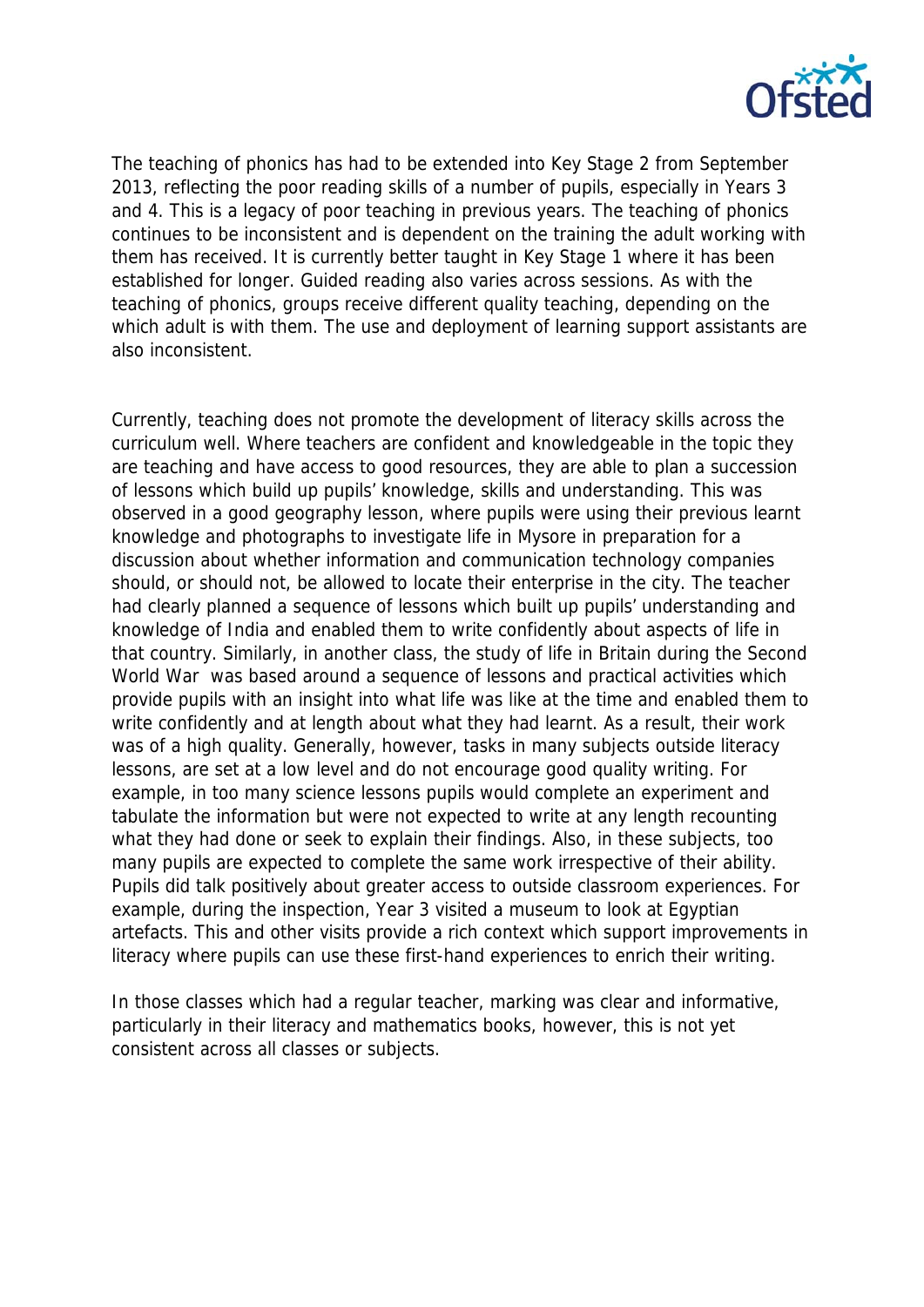The teaching of phonics has had to be extended into Key Stage 2 from September 2013, reflecting the poor reading skills of a number of pupils, especially in Years 3 and 4. This is a legacy of poor teaching in previous years. The teaching of phonics continues to be inconsistent and is dependent on the training the adult working with them has received. It is currently better taught in Key Stage 1 where it has been established for longer. Guided reading also varies across sessions. As with the teaching of phonics, groups receive different quality teaching, depending on the which adult is with them. The use and deployment of learning support assistants are also inconsistent.

Currently, teaching does not promote the development of literacy skills across the curriculum well. Where teachers are confident and knowledgeable in the topic they are teaching and have access to good resources, they are able to plan a succession of lessons which build up pupils' knowledge, skills and understanding. This was observed in a good geography lesson, where pupils were using their previous learnt knowledge and photographs to investigate life in Mysore in preparation for a discussion about whether information and communication technology companies should, or should not, be allowed to locate their enterprise in the city. The teacher had clearly planned a sequence of lessons which built up pupils' understanding and knowledge of India and enabled them to write confidently about aspects of life in that country. Similarly, in another class, the study of life in Britain during the Second World War was based around a sequence of lessons and practical activities which provide pupils with an insight into what life was like at the time and enabled them to write confidently and at length about what they had learnt. As a result, their work was of a high quality. Generally, however, tasks in many subjects outside literacy lessons, are set at a low level and do not encourage good quality writing. For example, in too many science lessons pupils would complete an experiment and tabulate the information but were not expected to write at any length recounting what they had done or seek to explain their findings. Also, in these subjects, too many pupils are expected to complete the same work irrespective of their ability. Pupils did talk positively about greater access to outside classroom experiences. For example, during the inspection, Year 3 visited a museum to look at Egyptian artefacts. This and other visits provide a rich context which support improvements in literacy where pupils can use these first-hand experiences to enrich their writing.

In those classes which had a regular teacher, marking was clear and informative, particularly in their literacy and mathematics books, however, this is not yet consistent across all classes or subjects.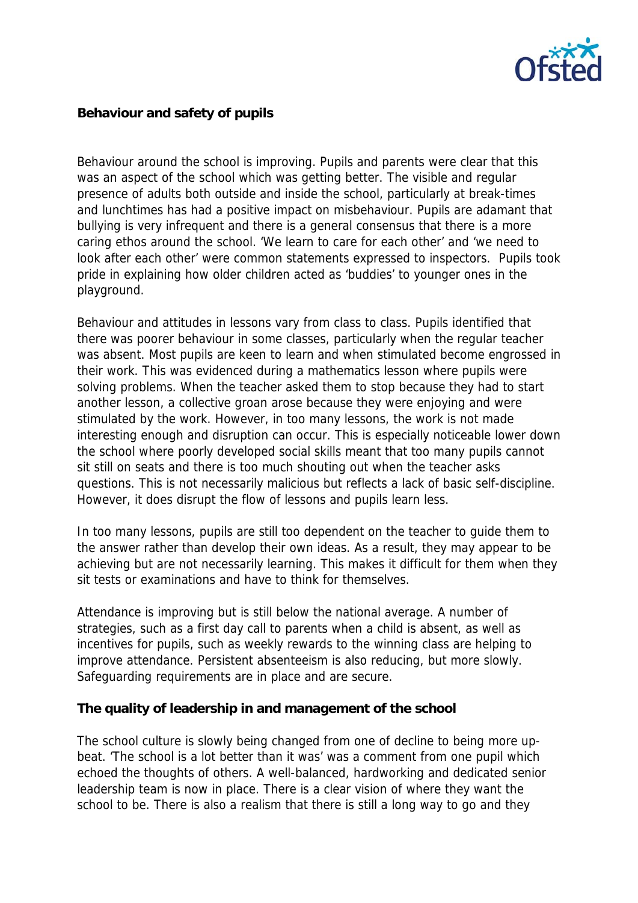**Behaviour and safety of pupils**

Behaviour around the school is improving. Pupils and parents were clear that this was an aspect of the school which was getting better. The visible and regular presence of adults both outside and inside the school, particularly at break-times and lunchtimes has had a positive impact on misbehaviour. Pupils are adamant that bullying is very infrequent and there is a general consensus that there is a more caring ethos around the school. 'We learn to care for each other' and 'we need to look after each other' were common statements expressed to inspectors. Pupils took pride in explaining how older children acted as 'buddies' to younger ones in the playground.

Behaviour and attitudes in lessons vary from class to class. Pupils identified that there was poorer behaviour in some classes, particularly when the regular teacher was absent. Most pupils are keen to learn and when stimulated become engrossed in their work. This was evidenced during a mathematics lesson where pupils were solving problems. When the teacher asked them to stop because they had to start another lesson, a collective groan arose because they were enjoying and were stimulated by the work. However, in too many lessons, the work is not made interesting enough and disruption can occur. This is especially noticeable lower down the school where poorly developed social skills meant that too many pupils cannot sit still on seats and there is too much shouting out when the teacher asks questions. This is not necessarily malicious but reflects a lack of basic self-discipline. However, it does disrupt the flow of lessons and pupils learn less.

In too many lessons, pupils are still too dependent on the teacher to guide them to the answer rather than develop their own ideas. As a result, they may appear to be achieving but are not necessarily learning. This makes it difficult for them when they sit tests or examinations and have to think for themselves.

Attendance is improving but is still below the national average. A number of strategies, such as a first day call to parents when a child is absent, as well as incentives for pupils, such as weekly rewards to the winning class are helping to improve attendance. Persistent absenteeism is also reducing, but more slowly. Safeguarding requirements are in place and are secure.

**The quality of leadership in and management of the school**

The school culture is slowly being changed from one of decline to being more up-beat. 'The school is a lot better than it was' was a comment from one pupil which echoed the thoughts of others. A well-balanced, hardworking and dedicated senior leadership team is now in place. There is a clear vision of where they want the school to be. There is also a realism that there is still a long way to go and they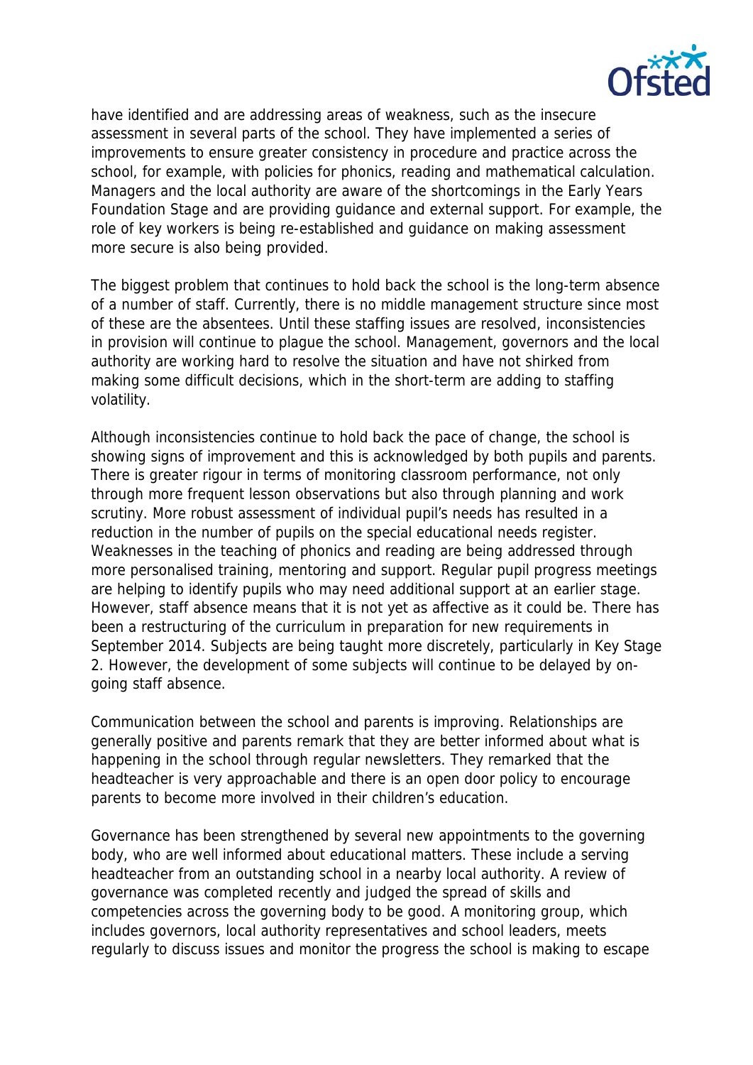have identified and are addressing areas of weakness, such as the insecure assessment in several parts of the school. They have implemented a series of improvements to ensure greater consistency in procedure and practice across the school, for example, with policies for phonics, reading and mathematical calculation. Managers and the local authority are aware of the shortcomings in the Early Years Foundation Stage and are providing guidance and external support. For example, the role of key workers is being re-established and guidance on making assessment more secure is also being provided.

The biggest problem that continues to hold back the school is the long-term absence of a number of staff. Currently, there is no middle management structure since most of these are the absentees. Until these staffing issues are resolved, inconsistencies in provision will continue to plague the school. Management, governors and the local authority are working hard to resolve the situation and have not shirked from making some difficult decisions, which in the short-term are adding to staffing volatility.

Although inconsistencies continue to hold back the pace of change, the school is showing signs of improvement and this is acknowledged by both pupils and parents. There is greater rigour in terms of monitoring classroom performance, not only through more frequent lesson observations but also through planning and work scrutiny. More robust assessment of individual pupil's needs has resulted in a reduction in the number of pupils on the special educational needs register. Weaknesses in the teaching of phonics and reading are being addressed through more personalised training, mentoring and support. Regular pupil progress meetings are helping to identify pupils who may need additional support at an earlier stage. However, staff absence means that it is not yet as affective as it could be. There has been a restructuring of the curriculum in preparation for new requirements in September 2014. Subjects are being taught more discretely, particularly in Key Stage 2. However, the development of some subjects will continue to be delayed by on-going staff absence.

Communication between the school and parents is improving. Relationships are generally positive and parents remark that they are better informed about what is happening in the school through regular newsletters. They remarked that the headteacher is very approachable and there is an open door policy to encourage parents to become more involved in their children's education.

Governance has been strengthened by several new appointments to the governing body, who are well informed about educational matters. These include a serving headteacher from an outstanding school in a nearby local authority. A review of governance was completed recently and judged the spread of skills and competencies across the governing body to be good. A monitoring group, which includes governors, local authority representatives and school leaders, meets regularly to discuss issues and monitor the progress the school is making to escape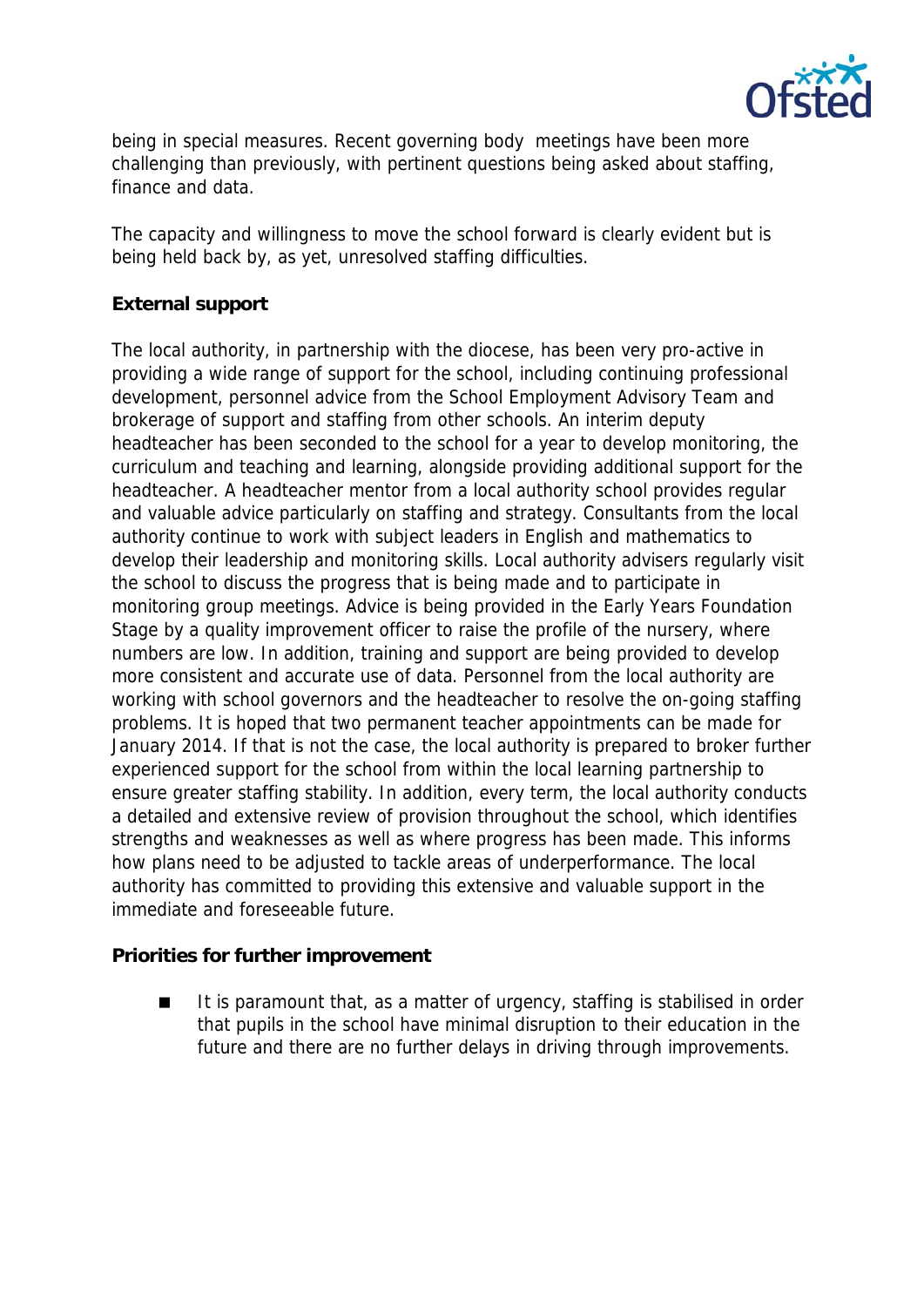being in special measures. Recent governing body meetings have been more challenging than previously, with pertinent questions being asked about staffing, finance and data.

The capacity and willingness to move the school forward is clearly evident but is being held back by, as yet, unresolved staffing difficulties.

**External support**

The local authority, in partnership with the diocese, has been very pro-active in providing a wide range of support for the school, including continuing professional development, personnel advice from the School Employment Advisory Team and brokerage of support and staffing from other schools. An interim deputy headteacher has been seconded to the school for a year to develop monitoring, the curriculum and teaching and learning, alongside providing additional support for the headteacher. A headteacher mentor from a local authority school provides regular and valuable advice particularly on staffing and strategy. Consultants from the local authority continue to work with subject leaders in English and mathematics to develop their leadership and monitoring skills. Local authority advisers regularly visit the school to discuss the progress that is being made and to participate in monitoring group meetings. Advice is being provided in the Early Years Foundation Stage by a quality improvement officer to raise the profile of the nursery, where numbers are low. In addition, training and support are being provided to develop more consistent and accurate use of data. Personnel from the local authority are working with school governors and the headteacher to resolve the on-going staffing problems. It is hoped that two permanent teacher appointments can be made for January 2014. If that is not the case, the local authority is prepared to broker further experienced support for the school from within the local learning partnership to ensure greater staffing stability. In addition, every term, the local authority conducts a detailed and extensive review of provision throughout the school, which identifies strengths and weaknesses as well as where progress has been made. This informs how plans need to be adjusted to tackle areas of underperformance. The local authority has committed to providing this extensive and valuable support in the immediate and foreseeable future.

**Priorities for further improvement**

- It is paramount that, as a matter of urgency, staffing is stabilised in order that pupils in the school have minimal disruption to their education in the future and there are no further delays in driving through improvements.